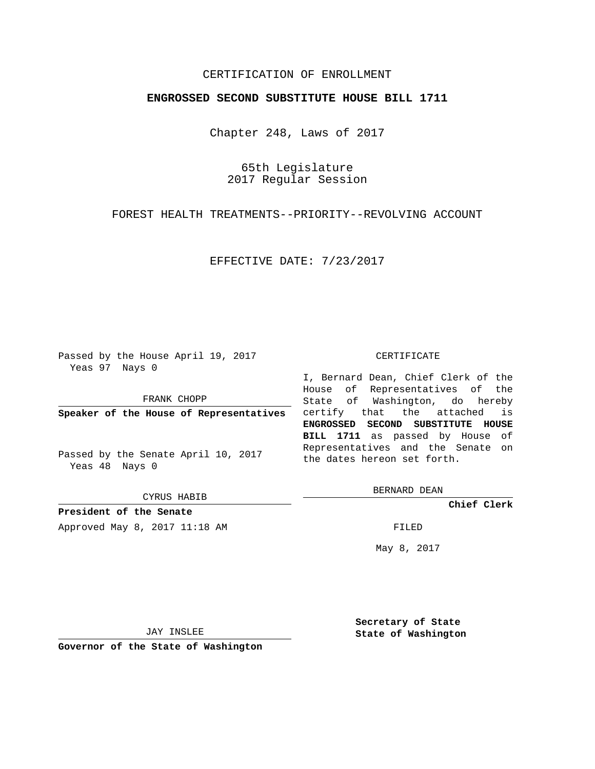CERTIFICATION OF ENROLLMENT

**ENGROSSED SECOND SUBSTITUTE HOUSE BILL 1711**

Chapter 248, Laws of 2017

65th Legislature
2017 Regular Session

FOREST HEALTH TREATMENTS--PRIORITY--REVOLVING ACCOUNT

EFFECTIVE DATE: 7/23/2017

Passed by the House April 19, 2017
Yeas 97 Nays 0

FRANK CHOPP

**Speaker of the House of Representatives**

Passed by the Senate April 10, 2017
Yeas 48 Nays 0

CYRUS HABIB

**President of the Senate**

Approved May 8, 2017 11:18 AM

JAY INSLEE

**Governor of the State of Washington**

CERTIFICATE

I, Bernard Dean, Chief Clerk of the House of Representatives of the State of Washington, do hereby certify that the attached is **ENGROSSED SECOND SUBSTITUTE HOUSE BILL 1711** as passed by House of Representatives and the Senate on the dates hereon set forth.

BERNARD DEAN

**Chief Clerk**

FILED

May 8, 2017

**Secretary of State**
**State of Washington**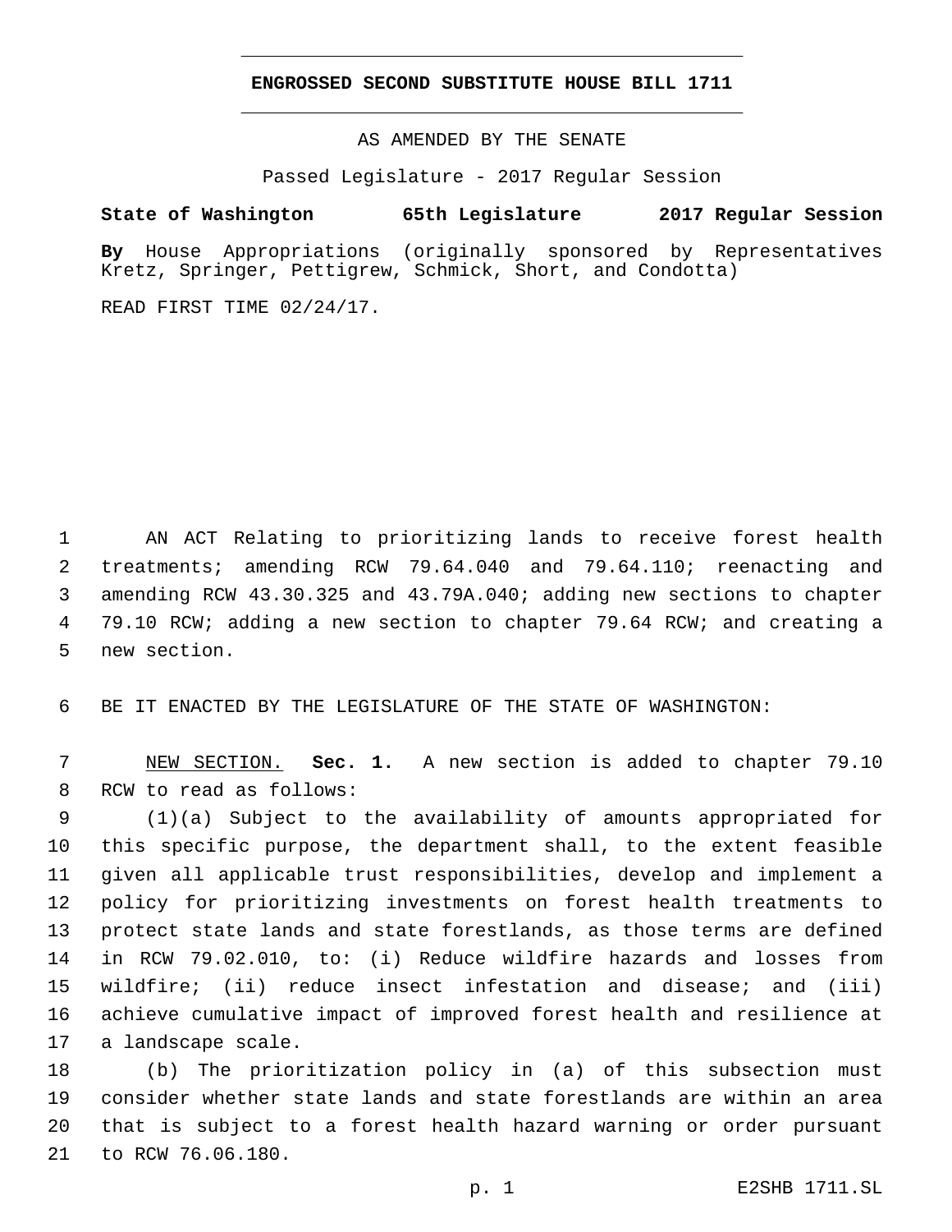**ENGROSSED SECOND SUBSTITUTE HOUSE BILL 1711**

AS AMENDED BY THE SENATE

Passed Legislature - 2017 Regular Session

**State of Washington 65th Legislature 2017 Regular Session**

**By** House Appropriations (originally sponsored by Representatives Kretz, Springer, Pettigrew, Schmick, Short, and Condotta)

READ FIRST TIME 02/24/17.

AN ACT Relating to prioritizing lands to receive forest health treatments; amending RCW 79.64.040 and 79.64.110; reenacting and amending RCW 43.30.325 and 43.79A.040; adding new sections to chapter 79.10 RCW; adding a new section to chapter 79.64 RCW; and creating a new section.

BE IT ENACTED BY THE LEGISLATURE OF THE STATE OF WASHINGTON:

NEW SECTION. **Sec. 1.** A new section is added to chapter 79.10 RCW to read as follows:

(1)(a) Subject to the availability of amounts appropriated for this specific purpose, the department shall, to the extent feasible given all applicable trust responsibilities, develop and implement a policy for prioritizing investments on forest health treatments to protect state lands and state forestlands, as those terms are defined in RCW 79.02.010, to: (i) Reduce wildfire hazards and losses from wildfire; (ii) reduce insect infestation and disease; and (iii) achieve cumulative impact of improved forest health and resilience at a landscape scale.

(b) The prioritization policy in (a) of this subsection must consider whether state lands and state forestlands are within an area that is subject to a forest health hazard warning or order pursuant to RCW 76.06.180.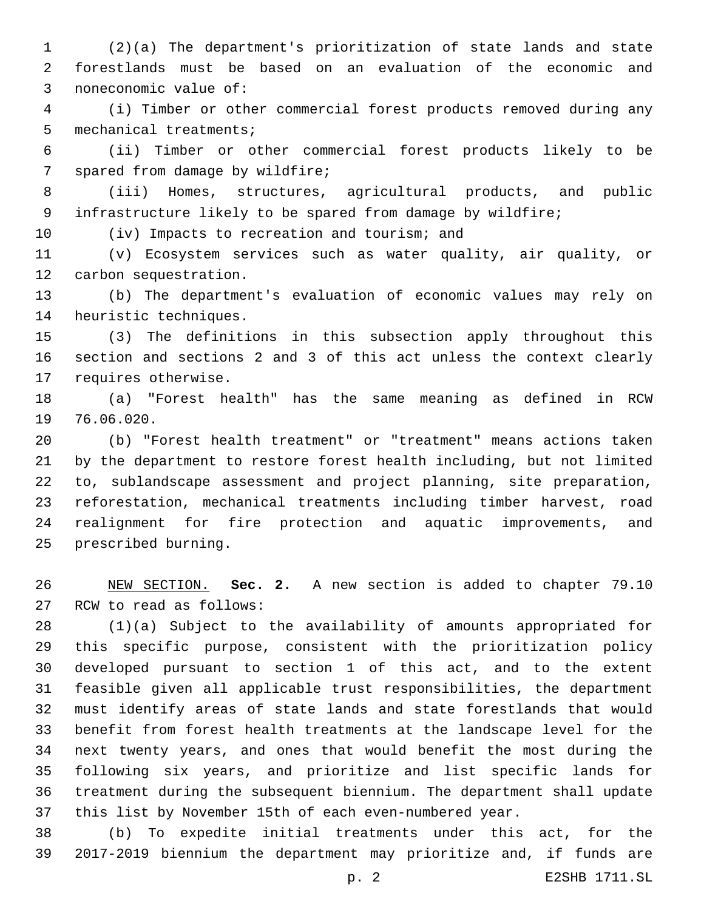(2)(a) The department's prioritization of state lands and state forestlands must be based on an evaluation of the economic and noneconomic value of:

(i) Timber or other commercial forest products removed during any mechanical treatments;

(ii) Timber or other commercial forest products likely to be spared from damage by wildfire;

(iii) Homes, structures, agricultural products, and public infrastructure likely to be spared from damage by wildfire;

(iv) Impacts to recreation and tourism; and

(v) Ecosystem services such as water quality, air quality, or carbon sequestration.

(b) The department's evaluation of economic values may rely on heuristic techniques.

(3) The definitions in this subsection apply throughout this section and sections 2 and 3 of this act unless the context clearly requires otherwise.

(a) "Forest health" has the same meaning as defined in RCW 76.06.020.

(b) "Forest health treatment" or "treatment" means actions taken by the department to restore forest health including, but not limited to, sublandscape assessment and project planning, site preparation, reforestation, mechanical treatments including timber harvest, road realignment for fire protection and aquatic improvements, and prescribed burning.

NEW SECTION. **Sec. 2.** A new section is added to chapter 79.10 RCW to read as follows:

(1)(a) Subject to the availability of amounts appropriated for this specific purpose, consistent with the prioritization policy developed pursuant to section 1 of this act, and to the extent feasible given all applicable trust responsibilities, the department must identify areas of state lands and state forestlands that would benefit from forest health treatments at the landscape level for the next twenty years, and ones that would benefit the most during the following six years, and prioritize and list specific lands for treatment during the subsequent biennium. The department shall update this list by November 15th of each even-numbered year.

(b) To expedite initial treatments under this act, for the 2017-2019 biennium the department may prioritize and, if funds are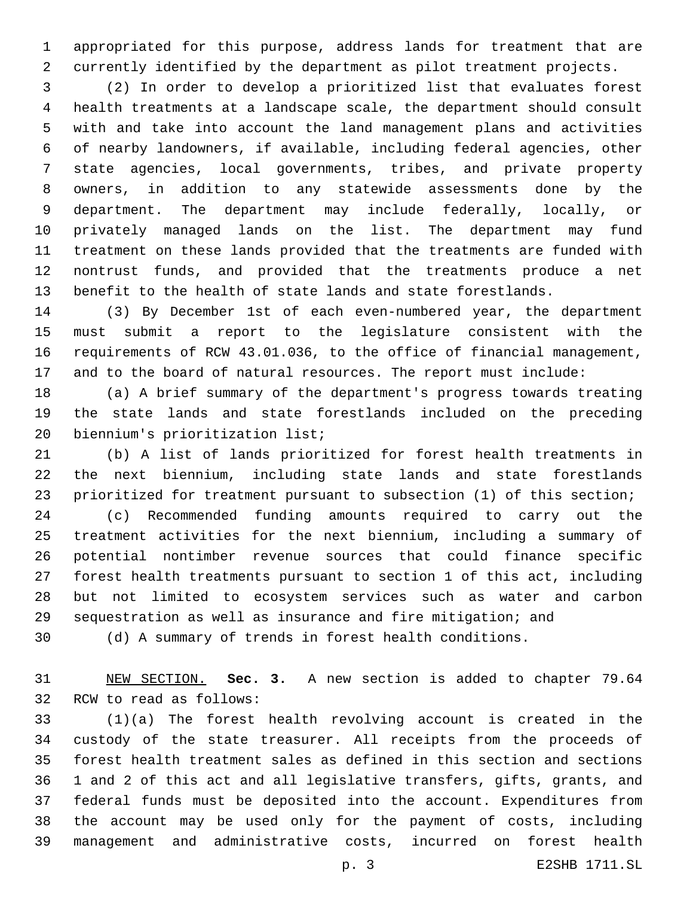appropriated for this purpose, address lands for treatment that are currently identified by the department as pilot treatment projects.

(2) In order to develop a prioritized list that evaluates forest health treatments at a landscape scale, the department should consult with and take into account the land management plans and activities of nearby landowners, if available, including federal agencies, other state agencies, local governments, tribes, and private property owners, in addition to any statewide assessments done by the department. The department may include federally, locally, or privately managed lands on the list. The department may fund treatment on these lands provided that the treatments are funded with nontrust funds, and provided that the treatments produce a net benefit to the health of state lands and state forestlands.

(3) By December 1st of each even-numbered year, the department must submit a report to the legislature consistent with the requirements of RCW 43.01.036, to the office of financial management, and to the board of natural resources. The report must include:

(a) A brief summary of the department's progress towards treating the state lands and state forestlands included on the preceding biennium's prioritization list;

(b) A list of lands prioritized for forest health treatments in the next biennium, including state lands and state forestlands prioritized for treatment pursuant to subsection (1) of this section;

(c) Recommended funding amounts required to carry out the treatment activities for the next biennium, including a summary of potential nontimber revenue sources that could finance specific forest health treatments pursuant to section 1 of this act, including but not limited to ecosystem services such as water and carbon sequestration as well as insurance and fire mitigation; and

(d) A summary of trends in forest health conditions.

NEW SECTION. **Sec. 3.** A new section is added to chapter 79.64 RCW to read as follows:

(1)(a) The forest health revolving account is created in the custody of the state treasurer. All receipts from the proceeds of forest health treatment sales as defined in this section and sections 1 and 2 of this act and all legislative transfers, gifts, grants, and federal funds must be deposited into the account. Expenditures from the account may be used only for the payment of costs, including management and administrative costs, incurred on forest health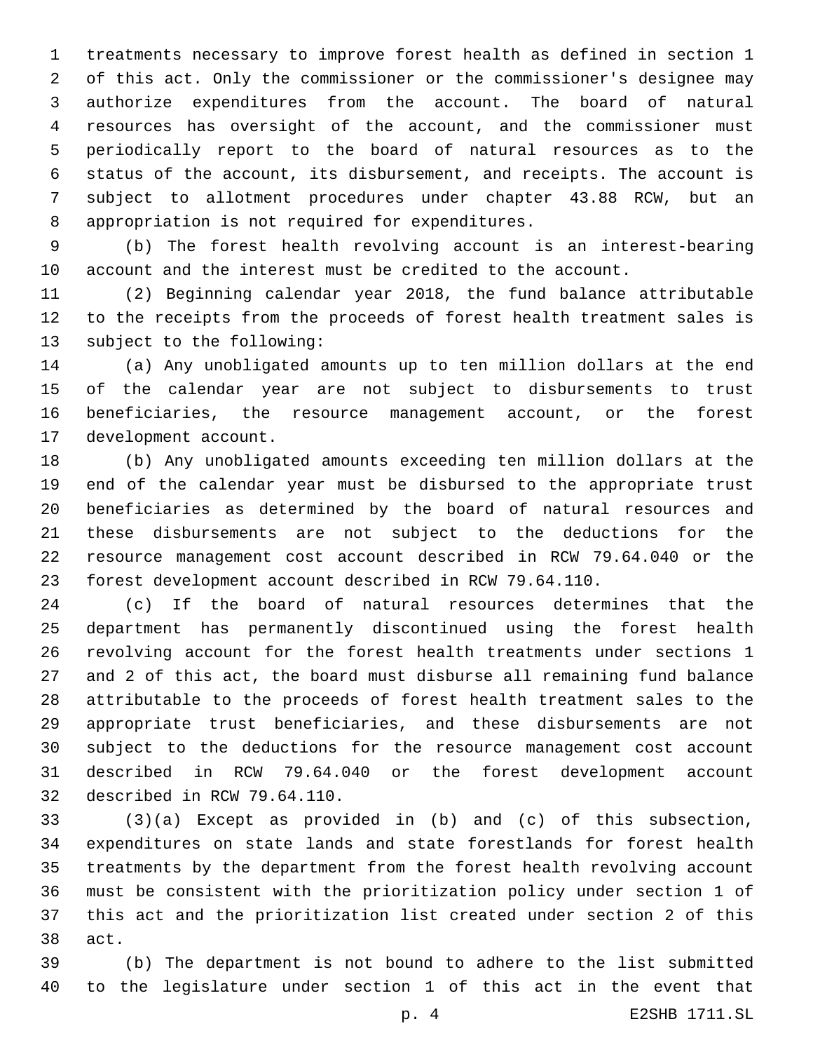treatments necessary to improve forest health as defined in section 1 of this act. Only the commissioner or the commissioner's designee may authorize expenditures from the account. The board of natural resources has oversight of the account, and the commissioner must periodically report to the board of natural resources as to the status of the account, its disbursement, and receipts. The account is subject to allotment procedures under chapter 43.88 RCW, but an appropriation is not required for expenditures.

(b) The forest health revolving account is an interest-bearing account and the interest must be credited to the account.

(2) Beginning calendar year 2018, the fund balance attributable to the receipts from the proceeds of forest health treatment sales is subject to the following:

(a) Any unobligated amounts up to ten million dollars at the end of the calendar year are not subject to disbursements to trust beneficiaries, the resource management account, or the forest development account.

(b) Any unobligated amounts exceeding ten million dollars at the end of the calendar year must be disbursed to the appropriate trust beneficiaries as determined by the board of natural resources and these disbursements are not subject to the deductions for the resource management cost account described in RCW 79.64.040 or the forest development account described in RCW 79.64.110.

(c) If the board of natural resources determines that the department has permanently discontinued using the forest health revolving account for the forest health treatments under sections 1 and 2 of this act, the board must disburse all remaining fund balance attributable to the proceeds of forest health treatment sales to the appropriate trust beneficiaries, and these disbursements are not subject to the deductions for the resource management cost account described in RCW 79.64.040 or the forest development account described in RCW 79.64.110.

(3)(a) Except as provided in (b) and (c) of this subsection, expenditures on state lands and state forestlands for forest health treatments by the department from the forest health revolving account must be consistent with the prioritization policy under section 1 of this act and the prioritization list created under section 2 of this act.

(b) The department is not bound to adhere to the list submitted to the legislature under section 1 of this act in the event that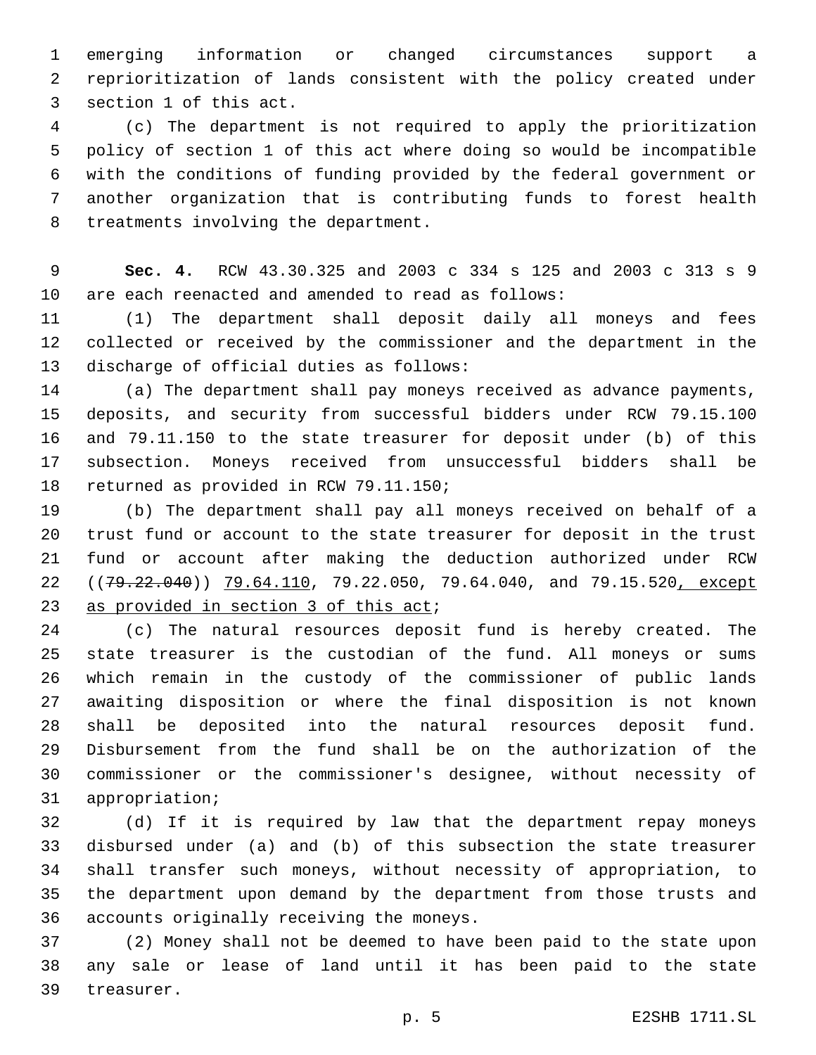emerging information or changed circumstances support a reprioritization of lands consistent with the policy created under section 1 of this act.

(c) The department is not required to apply the prioritization policy of section 1 of this act where doing so would be incompatible with the conditions of funding provided by the federal government or another organization that is contributing funds to forest health treatments involving the department.

**Sec. 4.** RCW 43.30.325 and 2003 c 334 s 125 and 2003 c 313 s 9 are each reenacted and amended to read as follows:

(1) The department shall deposit daily all moneys and fees collected or received by the commissioner and the department in the discharge of official duties as follows:

(a) The department shall pay moneys received as advance payments, deposits, and security from successful bidders under RCW 79.15.100 and 79.11.150 to the state treasurer for deposit under (b) of this subsection. Moneys received from unsuccessful bidders shall be returned as provided in RCW 79.11.150;

(b) The department shall pay all moneys received on behalf of a trust fund or account to the state treasurer for deposit in the trust fund or account after making the deduction authorized under RCW ((~~79.22.040~~)) <u>79.64.110</u>, 79.22.050, 79.64.040, and 79.15.520<u>, except as provided in section 3 of this act</u>;

(c) The natural resources deposit fund is hereby created. The state treasurer is the custodian of the fund. All moneys or sums which remain in the custody of the commissioner of public lands awaiting disposition or where the final disposition is not known shall be deposited into the natural resources deposit fund. Disbursement from the fund shall be on the authorization of the commissioner or the commissioner's designee, without necessity of appropriation;

(d) If it is required by law that the department repay moneys disbursed under (a) and (b) of this subsection the state treasurer shall transfer such moneys, without necessity of appropriation, to the department upon demand by the department from those trusts and accounts originally receiving the moneys.

(2) Money shall not be deemed to have been paid to the state upon any sale or lease of land until it has been paid to the state treasurer.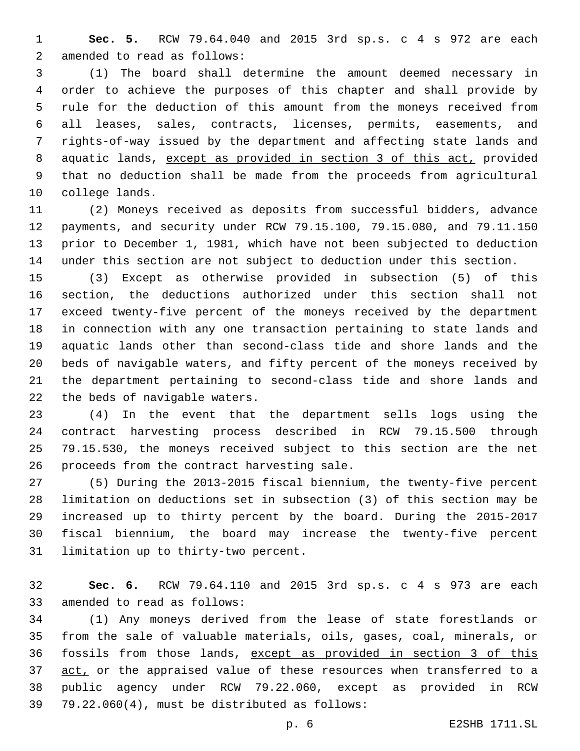**Sec. 5.** RCW 79.64.040 and 2015 3rd sp.s. c 4 s 972 are each amended to read as follows:

(1) The board shall determine the amount deemed necessary in order to achieve the purposes of this chapter and shall provide by rule for the deduction of this amount from the moneys received from all leases, sales, contracts, licenses, permits, easements, and rights-of-way issued by the department and affecting state lands and aquatic lands, <u>except as provided in section 3 of this act,</u> provided that no deduction shall be made from the proceeds from agricultural college lands.

(2) Moneys received as deposits from successful bidders, advance payments, and security under RCW 79.15.100, 79.15.080, and 79.11.150 prior to December 1, 1981, which have not been subjected to deduction under this section are not subject to deduction under this section.

(3) Except as otherwise provided in subsection (5) of this section, the deductions authorized under this section shall not exceed twenty-five percent of the moneys received by the department in connection with any one transaction pertaining to state lands and aquatic lands other than second-class tide and shore lands and the beds of navigable waters, and fifty percent of the moneys received by the department pertaining to second-class tide and shore lands and the beds of navigable waters.

(4) In the event that the department sells logs using the contract harvesting process described in RCW 79.15.500 through 79.15.530, the moneys received subject to this section are the net proceeds from the contract harvesting sale.

(5) During the 2013-2015 fiscal biennium, the twenty-five percent limitation on deductions set in subsection (3) of this section may be increased up to thirty percent by the board. During the 2015-2017 fiscal biennium, the board may increase the twenty-five percent limitation up to thirty-two percent.

**Sec. 6.** RCW 79.64.110 and 2015 3rd sp.s. c 4 s 973 are each amended to read as follows:

(1) Any moneys derived from the lease of state forestlands or from the sale of valuable materials, oils, gases, coal, minerals, or fossils from those lands, <u>except as provided in section 3 of this act,</u> or the appraised value of these resources when transferred to a public agency under RCW 79.22.060, except as provided in RCW 79.22.060(4), must be distributed as follows: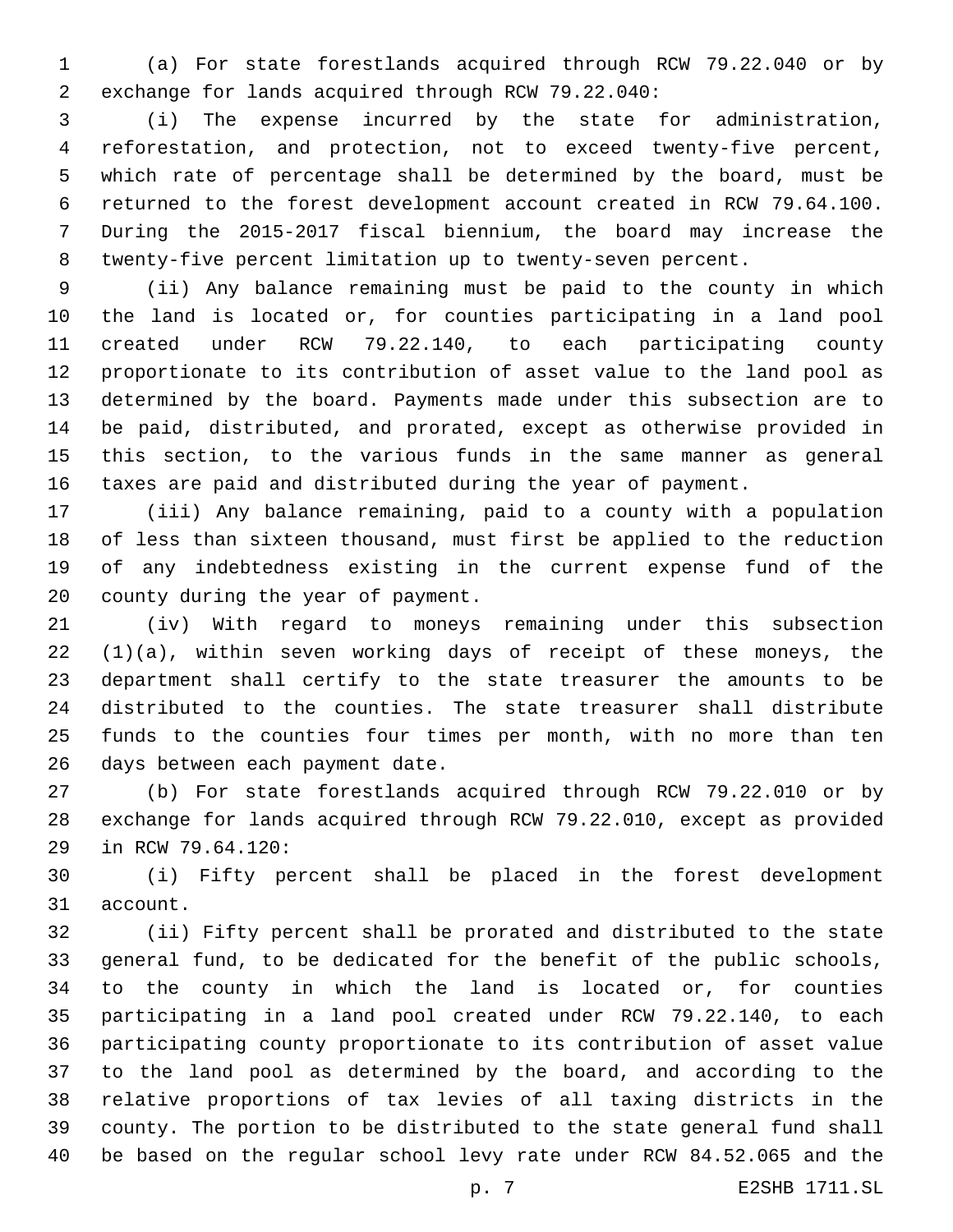(a) For state forestlands acquired through RCW 79.22.040 or by exchange for lands acquired through RCW 79.22.040:

(i) The expense incurred by the state for administration, reforestation, and protection, not to exceed twenty-five percent, which rate of percentage shall be determined by the board, must be returned to the forest development account created in RCW 79.64.100. During the 2015-2017 fiscal biennium, the board may increase the twenty-five percent limitation up to twenty-seven percent.

(ii) Any balance remaining must be paid to the county in which the land is located or, for counties participating in a land pool created under RCW 79.22.140, to each participating county proportionate to its contribution of asset value to the land pool as determined by the board. Payments made under this subsection are to be paid, distributed, and prorated, except as otherwise provided in this section, to the various funds in the same manner as general taxes are paid and distributed during the year of payment.

(iii) Any balance remaining, paid to a county with a population of less than sixteen thousand, must first be applied to the reduction of any indebtedness existing in the current expense fund of the county during the year of payment.

(iv) With regard to moneys remaining under this subsection (1)(a), within seven working days of receipt of these moneys, the department shall certify to the state treasurer the amounts to be distributed to the counties. The state treasurer shall distribute funds to the counties four times per month, with no more than ten days between each payment date.

(b) For state forestlands acquired through RCW 79.22.010 or by exchange for lands acquired through RCW 79.22.010, except as provided in RCW 79.64.120:

(i) Fifty percent shall be placed in the forest development account.

(ii) Fifty percent shall be prorated and distributed to the state general fund, to be dedicated for the benefit of the public schools, to the county in which the land is located or, for counties participating in a land pool created under RCW 79.22.140, to each participating county proportionate to its contribution of asset value to the land pool as determined by the board, and according to the relative proportions of tax levies of all taxing districts in the county. The portion to be distributed to the state general fund shall be based on the regular school levy rate under RCW 84.52.065 and the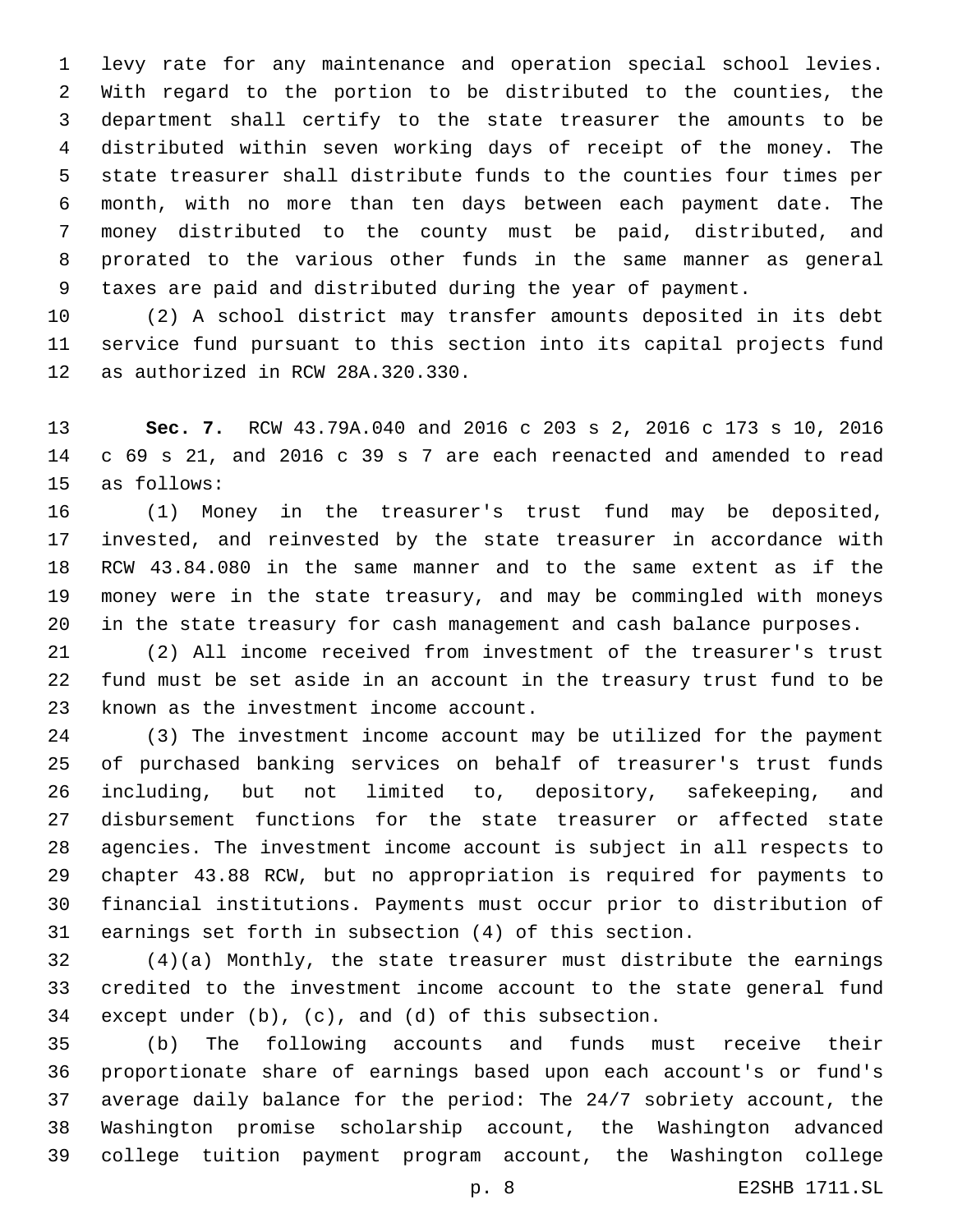levy rate for any maintenance and operation special school levies. With regard to the portion to be distributed to the counties, the department shall certify to the state treasurer the amounts to be distributed within seven working days of receipt of the money. The state treasurer shall distribute funds to the counties four times per month, with no more than ten days between each payment date. The money distributed to the county must be paid, distributed, and prorated to the various other funds in the same manner as general taxes are paid and distributed during the year of payment.

(2) A school district may transfer amounts deposited in its debt service fund pursuant to this section into its capital projects fund as authorized in RCW 28A.320.330.

**Sec. 7.** RCW 43.79A.040 and 2016 c 203 s 2, 2016 c 173 s 10, 2016 c 69 s 21, and 2016 c 39 s 7 are each reenacted and amended to read as follows:

(1) Money in the treasurer's trust fund may be deposited, invested, and reinvested by the state treasurer in accordance with RCW 43.84.080 in the same manner and to the same extent as if the money were in the state treasury, and may be commingled with moneys in the state treasury for cash management and cash balance purposes.

(2) All income received from investment of the treasurer's trust fund must be set aside in an account in the treasury trust fund to be known as the investment income account.

(3) The investment income account may be utilized for the payment of purchased banking services on behalf of treasurer's trust funds including, but not limited to, depository, safekeeping, and disbursement functions for the state treasurer or affected state agencies. The investment income account is subject in all respects to chapter 43.88 RCW, but no appropriation is required for payments to financial institutions. Payments must occur prior to distribution of earnings set forth in subsection (4) of this section.

(4)(a) Monthly, the state treasurer must distribute the earnings credited to the investment income account to the state general fund except under (b), (c), and (d) of this subsection.

(b) The following accounts and funds must receive their proportionate share of earnings based upon each account's or fund's average daily balance for the period: The 24/7 sobriety account, the Washington promise scholarship account, the Washington advanced college tuition payment program account, the Washington college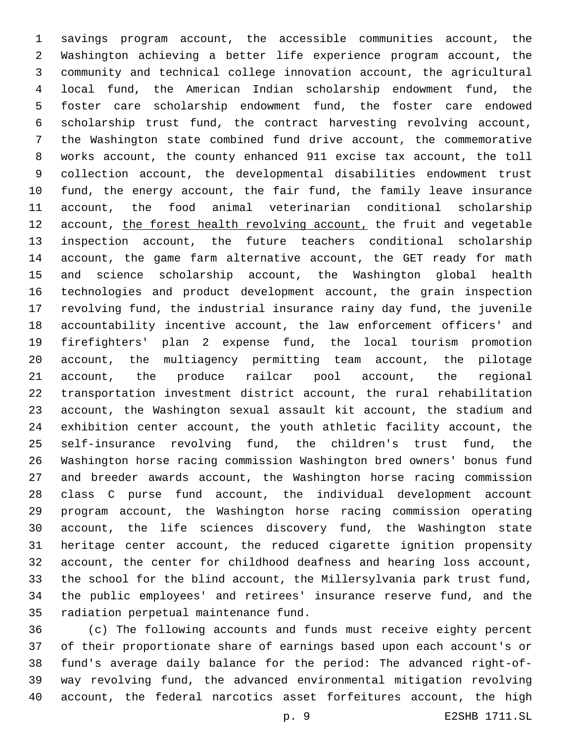savings program account, the accessible communities account, the Washington achieving a better life experience program account, the community and technical college innovation account, the agricultural local fund, the American Indian scholarship endowment fund, the foster care scholarship endowment fund, the foster care endowed scholarship trust fund, the contract harvesting revolving account, the Washington state combined fund drive account, the commemorative works account, the county enhanced 911 excise tax account, the toll collection account, the developmental disabilities endowment trust fund, the energy account, the fair fund, the family leave insurance account, the food animal veterinarian conditional scholarship account, <u>the forest health revolving account,</u> the fruit and vegetable inspection account, the future teachers conditional scholarship account, the game farm alternative account, the GET ready for math and science scholarship account, the Washington global health technologies and product development account, the grain inspection revolving fund, the industrial insurance rainy day fund, the juvenile accountability incentive account, the law enforcement officers' and firefighters' plan 2 expense fund, the local tourism promotion account, the multiagency permitting team account, the pilotage account, the produce railcar pool account, the regional transportation investment district account, the rural rehabilitation account, the Washington sexual assault kit account, the stadium and exhibition center account, the youth athletic facility account, the self-insurance revolving fund, the children's trust fund, the Washington horse racing commission Washington bred owners' bonus fund and breeder awards account, the Washington horse racing commission class C purse fund account, the individual development account program account, the Washington horse racing commission operating account, the life sciences discovery fund, the Washington state heritage center account, the reduced cigarette ignition propensity account, the center for childhood deafness and hearing loss account, the school for the blind account, the Millersylvania park trust fund, the public employees' and retirees' insurance reserve fund, and the radiation perpetual maintenance fund.

(c) The following accounts and funds must receive eighty percent of their proportionate share of earnings based upon each account's or fund's average daily balance for the period: The advanced right-of-way revolving fund, the advanced environmental mitigation revolving account, the federal narcotics asset forfeitures account, the high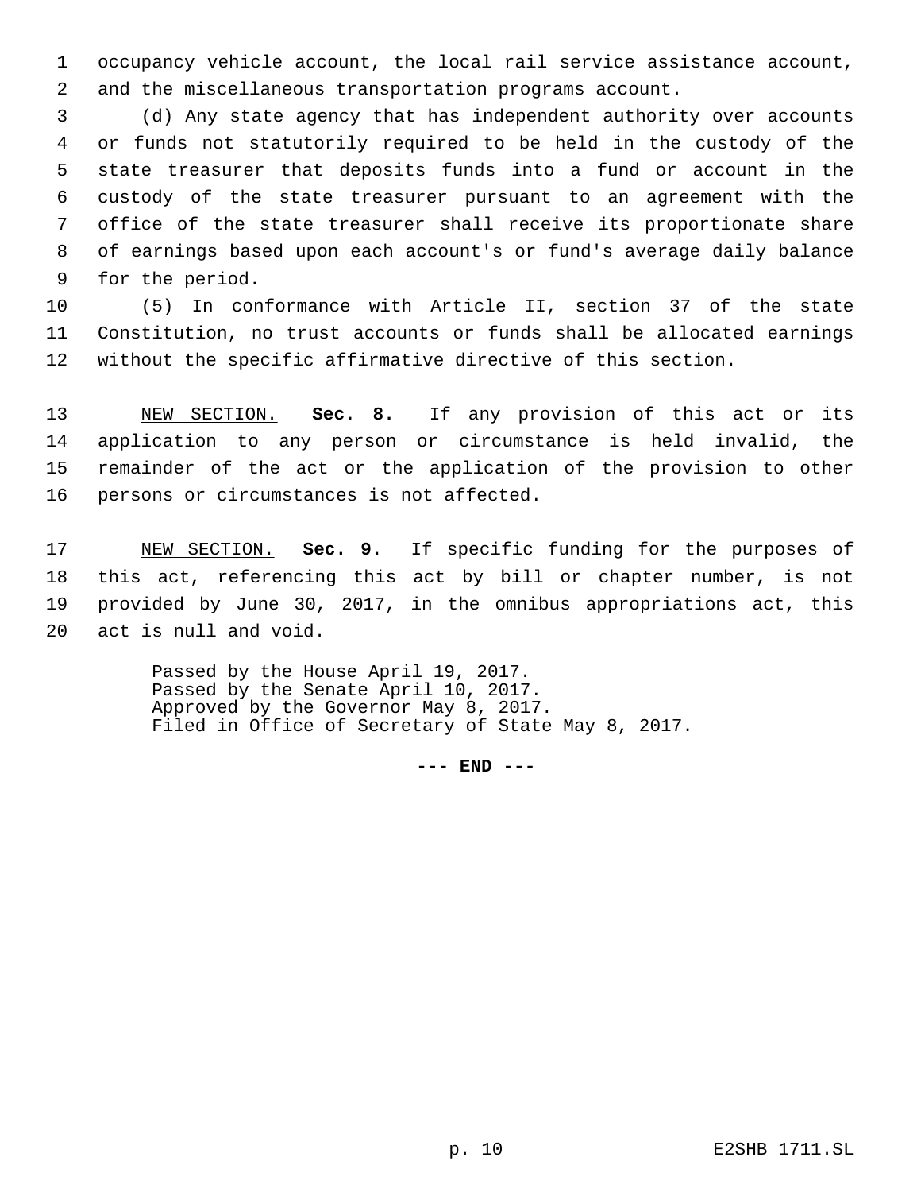occupancy vehicle account, the local rail service assistance account, and the miscellaneous transportation programs account.

(d) Any state agency that has independent authority over accounts or funds not statutorily required to be held in the custody of the state treasurer that deposits funds into a fund or account in the custody of the state treasurer pursuant to an agreement with the office of the state treasurer shall receive its proportionate share of earnings based upon each account's or fund's average daily balance for the period.

(5) In conformance with Article II, section 37 of the state Constitution, no trust accounts or funds shall be allocated earnings without the specific affirmative directive of this section.

NEW SECTION. **Sec. 8.** If any provision of this act or its application to any person or circumstance is held invalid, the remainder of the act or the application of the provision to other persons or circumstances is not affected.

NEW SECTION. **Sec. 9.** If specific funding for the purposes of this act, referencing this act by bill or chapter number, is not provided by June 30, 2017, in the omnibus appropriations act, this act is null and void.

Passed by the House April 19, 2017.
Passed by the Senate April 10, 2017.
Approved by the Governor May 8, 2017.
Filed in Office of Secretary of State May 8, 2017.

**--- END ---**